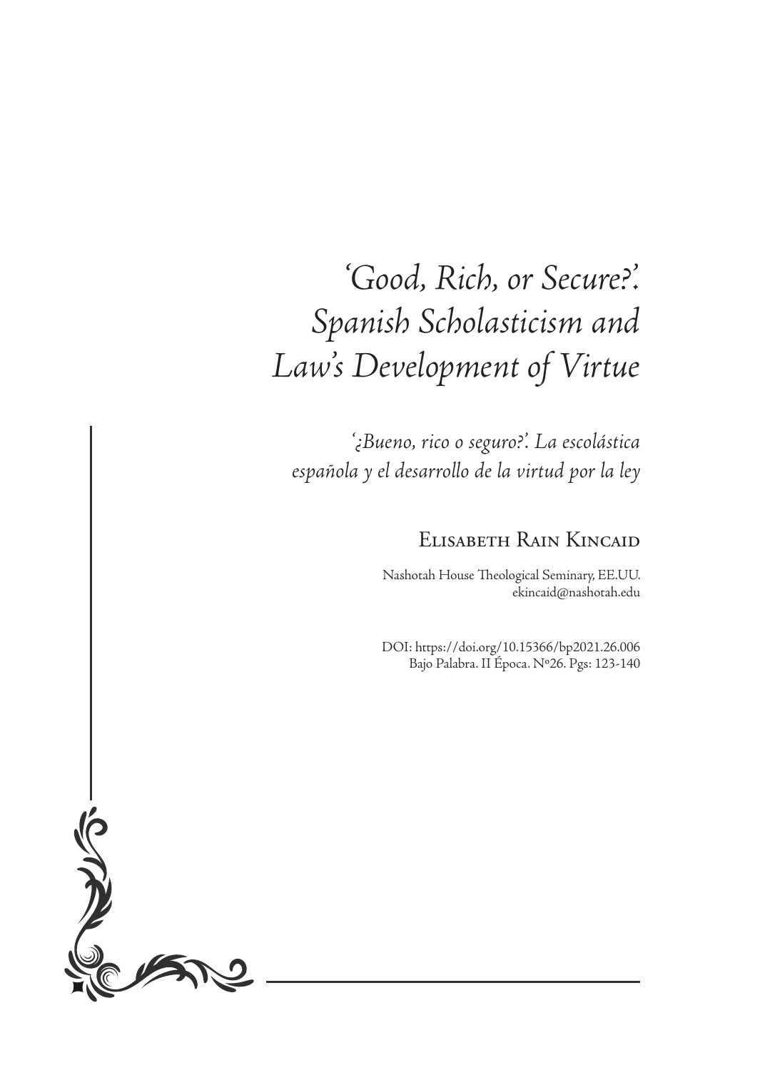# *'Good, Rich, or Secure?'. Spanish Scholasticism and Law's Development of Virtue*

*'¿Bueno, rico o seguro?'. La escolástica española y el desarrollo de la virtud por la ley*

## Elisabeth Rain Kincaid

Nashotah House Theological Seminary, EE.UU.
ekincaid@nashotah.edu

DOI: https://doi.org/10.15366/bp2021.26.006
Bajo Palabra. II Época. Nº26. Pgs: 123-140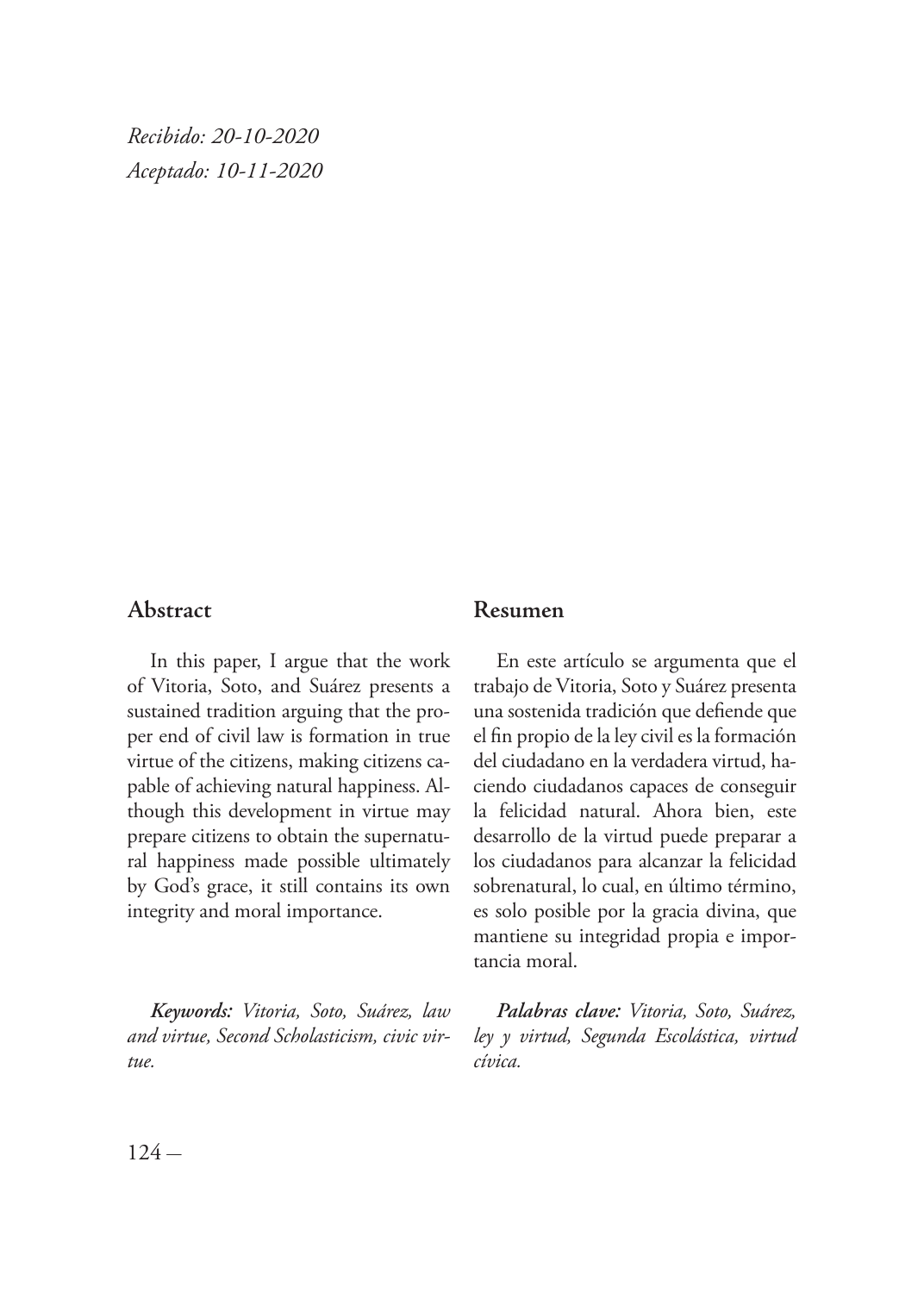*Recibido: 20-10-2020*
*Aceptado: 10-11-2020*

## Abstract

In this paper, I argue that the work of Vitoria, Soto, and Suárez presents a sustained tradition arguing that the proper end of civil law is formation in true virtue of the citizens, making citizens capable of achieving natural happiness. Although this development in virtue may prepare citizens to obtain the supernatural happiness made possible ultimately by God's grace, it still contains its own integrity and moral importance.

***Keywords:*** *Vitoria, Soto, Suárez, law and virtue, Second Scholasticism, civic virtue.*

## Resumen

En este artículo se argumenta que el trabajo de Vitoria, Soto y Suárez presenta una sostenida tradición que defiende que el fin propio de la ley civil es la formación del ciudadano en la verdadera virtud, haciendo ciudadanos capaces de conseguir la felicidad natural. Ahora bien, este desarrollo de la virtud puede preparar a los ciudadanos para alcanzar la felicidad sobrenatural, lo cual, en último término, es solo posible por la gracia divina, que mantiene su integridad propia e importancia moral.

***Palabras clave:*** *Vitoria, Soto, Suárez, ley y virtud, Segunda Escolástica, virtud cívica.*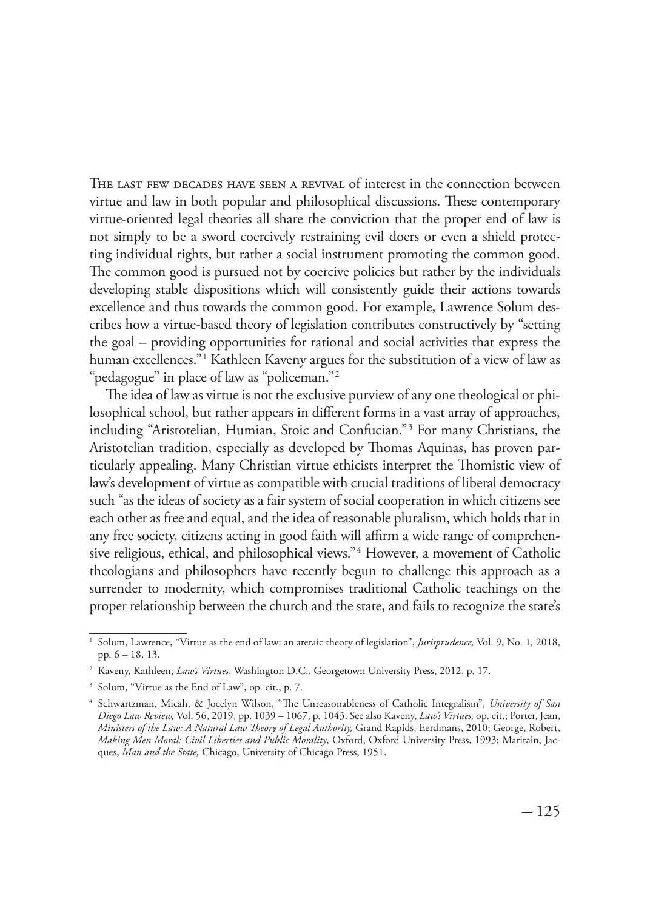The last few decades have seen a revival of interest in the connection between virtue and law in both popular and philosophical discussions. These contemporary virtue-oriented legal theories all share the conviction that the proper end of law is not simply to be a sword coercively restraining evil doers or even a shield protecting individual rights, but rather a social instrument promoting the common good. The common good is pursued not by coercive policies but rather by the individuals developing stable dispositions which will consistently guide their actions towards excellence and thus towards the common good. For example, Lawrence Solum describes how a virtue-based theory of legislation contributes constructively by "setting the goal – providing opportunities for rational and social activities that express the human excellences."[1] Kathleen Kaveny argues for the substitution of a view of law as "pedagogue" in place of law as "policeman."[2]

The idea of law as virtue is not the exclusive purview of any one theological or philosophical school, but rather appears in different forms in a vast array of approaches, including "Aristotelian, Humian, Stoic and Confucian."[3] For many Christians, the Aristotelian tradition, especially as developed by Thomas Aquinas, has proven particularly appealing. Many Christian virtue ethicists interpret the Thomistic view of law's development of virtue as compatible with crucial traditions of liberal democracy such "as the ideas of society as a fair system of social cooperation in which citizens see each other as free and equal, and the idea of reasonable pluralism, which holds that in any free society, citizens acting in good faith will affirm a wide range of comprehensive religious, ethical, and philosophical views."[4] However, a movement of Catholic theologians and philosophers have recently begun to challenge this approach as a surrender to modernity, which compromises traditional Catholic teachings on the proper relationship between the church and the state, and fails to recognize the state's

---

[1] Solum, Lawrence, "Virtue as the end of law: an aretaic theory of legislation", *Jurisprudence,* Vol. 9, No. 1*,* 2018, pp. 6 – 18, 13.

[2] Kaveny, Kathleen, *Law's Virtues*, Washington D.C., Georgetown University Press, 2012, p. 17.

[3] Solum, "Virtue as the End of Law", op. cit., p. 7.

[4] Schwartzman, Micah, & Jocelyn Wilson, "The Unreasonableness of Catholic Integralism", *University of San Diego Law Review,* Vol. 56, 2019, pp. 1039 – 1067, p. 1043. See also Kaveny, *Law's Virtues,* op. cit.; Porter, Jean, *Ministers of the Law: A Natural Law Theory of Legal Authority,* Grand Rapids, Eerdmans, 2010; George, Robert, *Making Men Moral: Civil Liberties and Public Morality*, Oxford, Oxford University Press, 1993; Maritain, Jacques, *Man and the State,* Chicago, University of Chicago Press, 1951.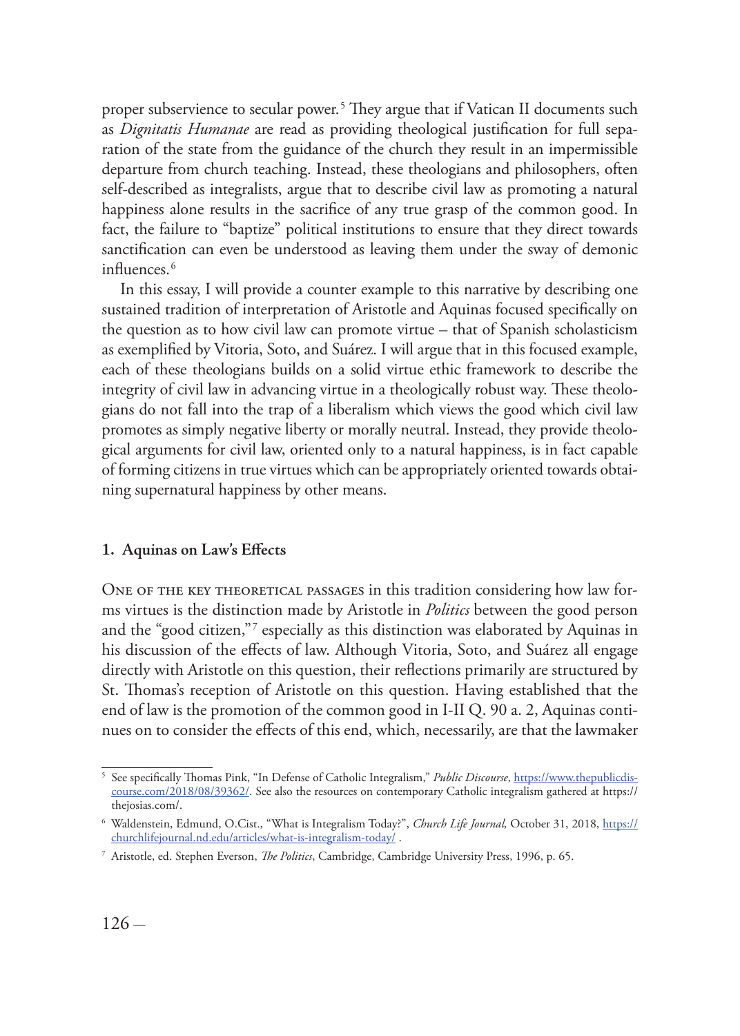proper subservience to secular power.[5] They argue that if Vatican II documents such as *Dignitatis Humanae* are read as providing theological justification for full separation of the state from the guidance of the church they result in an impermissible departure from church teaching. Instead, these theologians and philosophers, often self-described as integralists, argue that to describe civil law as promoting a natural happiness alone results in the sacrifice of any true grasp of the common good. In fact, the failure to "baptize" political institutions to ensure that they direct towards sanctification can even be understood as leaving them under the sway of demonic influences.[6]

In this essay, I will provide a counter example to this narrative by describing one sustained tradition of interpretation of Aristotle and Aquinas focused specifically on the question as to how civil law can promote virtue – that of Spanish scholasticism as exemplified by Vitoria, Soto, and Suárez. I will argue that in this focused example, each of these theologians builds on a solid virtue ethic framework to describe the integrity of civil law in advancing virtue in a theologically robust way. These theologians do not fall into the trap of a liberalism which views the good which civil law promotes as simply negative liberty or morally neutral. Instead, they provide theological arguments for civil law, oriented only to a natural happiness, is in fact capable of forming citizens in true virtues which can be appropriately oriented towards obtaining supernatural happiness by other means.

## 1. Aquinas on Law's Effects

One of the key theoretical passages in this tradition considering how law forms virtues is the distinction made by Aristotle in *Politics* between the good person and the "good citizen,"[7] especially as this distinction was elaborated by Aquinas in his discussion of the effects of law. Although Vitoria, Soto, and Suárez all engage directly with Aristotle on this question, their reflections primarily are structured by St. Thomas's reception of Aristotle on this question. Having established that the end of law is the promotion of the common good in I-II Q. 90 a. 2, Aquinas continues on to consider the effects of this end, which, necessarily, are that the lawmaker

---

[5] See specifically Thomas Pink, "In Defense of Catholic Integralism," *Public Discourse*, https://www.thepublicdiscourse.com/2018/08/39362/. See also the resources on contemporary Catholic integralism gathered at https://thejosias.com/.

[6] Waldenstein, Edmund, O.Cist., "What is Integralism Today?", *Church Life Journal,* October 31, 2018, https://churchlifejournal.nd.edu/articles/what-is-integralism-today/ .

[7] Aristotle, ed. Stephen Everson, *The Politics*, Cambridge, Cambridge University Press, 1996, p. 65.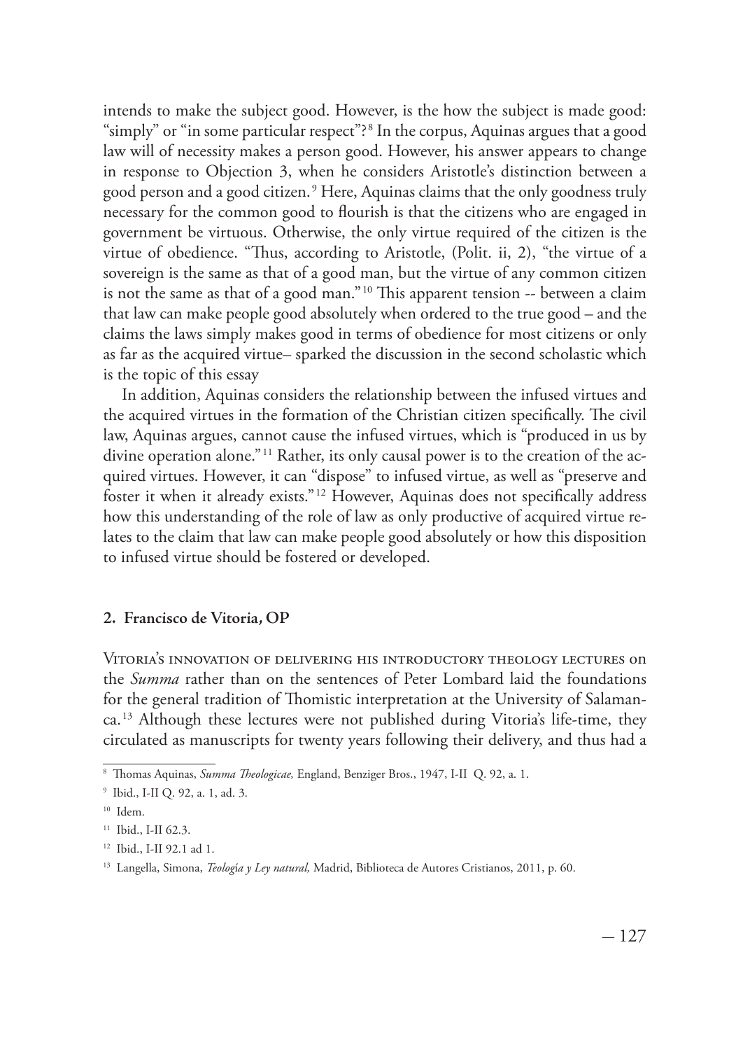intends to make the subject good. However, is the how the subject is made good: "simply" or "in some particular respect"?[8] In the corpus, Aquinas argues that a good law will of necessity makes a person good. However, his answer appears to change in response to Objection 3, when he considers Aristotle's distinction between a good person and a good citizen.[9] Here, Aquinas claims that the only goodness truly necessary for the common good to flourish is that the citizens who are engaged in government be virtuous. Otherwise, the only virtue required of the citizen is the virtue of obedience. "Thus, according to Aristotle, (Polit. ii, 2), "the virtue of a sovereign is the same as that of a good man, but the virtue of any common citizen is not the same as that of a good man."[10] This apparent tension -- between a claim that law can make people good absolutely when ordered to the true good – and the claims the laws simply makes good in terms of obedience for most citizens or only as far as the acquired virtue– sparked the discussion in the second scholastic which is the topic of this essay

In addition, Aquinas considers the relationship between the infused virtues and the acquired virtues in the formation of the Christian citizen specifically. The civil law, Aquinas argues, cannot cause the infused virtues, which is "produced in us by divine operation alone."[11] Rather, its only causal power is to the creation of the acquired virtues. However, it can "dispose" to infused virtue, as well as "preserve and foster it when it already exists."[12] However, Aquinas does not specifically address how this understanding of the role of law as only productive of acquired virtue relates to the claim that law can make people good absolutely or how this disposition to infused virtue should be fostered or developed.

## 2. Francisco de Vitoria, OP

Vitoria's innovation of delivering his introductory theology lectures on the *Summa* rather than on the sentences of Peter Lombard laid the foundations for the general tradition of Thomistic interpretation at the University of Salamanca.[13] Although these lectures were not published during Vitoria's life-time, they circulated as manuscripts for twenty years following their delivery, and thus had a

---

[8] Thomas Aquinas, *Summa Theologicae,* England, Benziger Bros., 1947, I-II Q. 92, a. 1.

[9] Ibid., I-II Q. 92, a. 1, ad. 3.

[10] Idem.

[11] Ibid., I-II 62.3.

[12] Ibid., I-II 92.1 ad 1.

[13] Langella, Simona, *Teología y Ley natural,* Madrid, Biblioteca de Autores Cristianos, 2011, p. 60.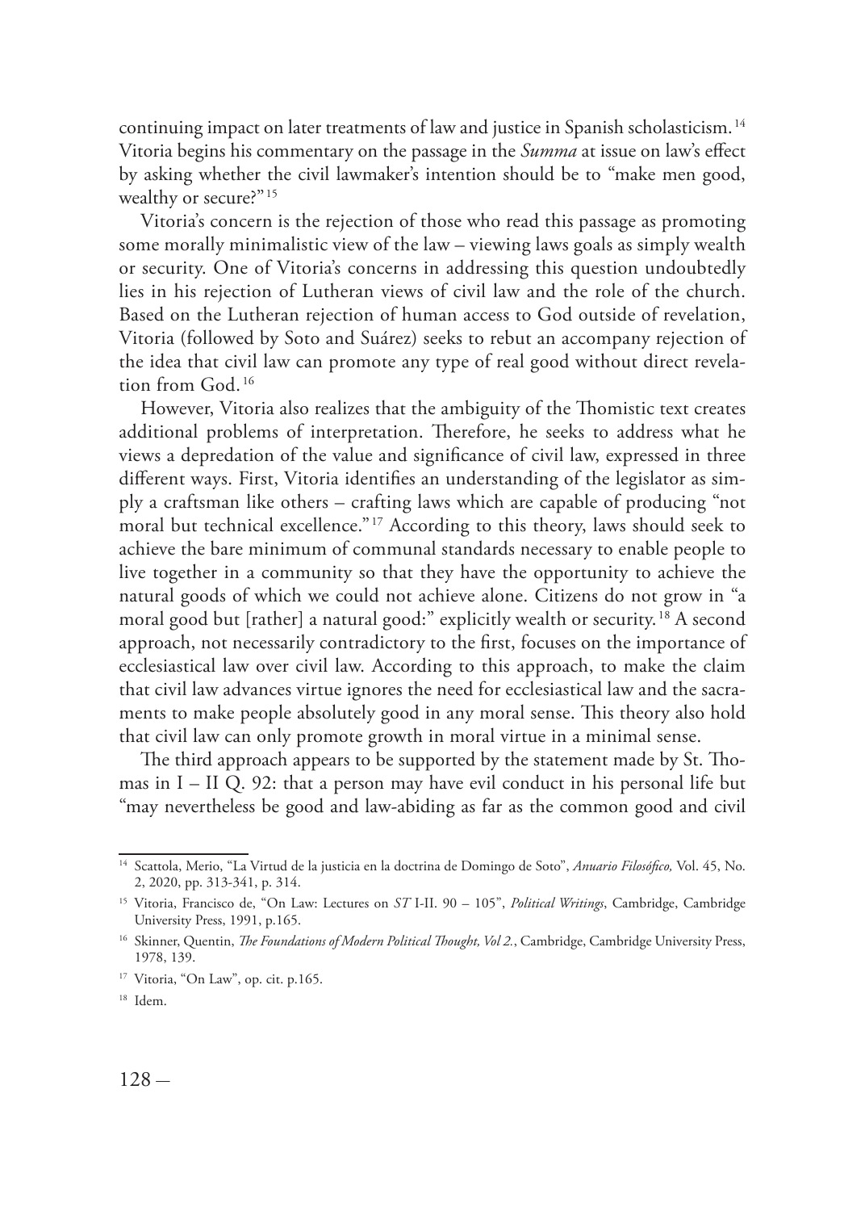continuing impact on later treatments of law and justice in Spanish scholasticism.[14] Vitoria begins his commentary on the passage in the *Summa* at issue on law's effect by asking whether the civil lawmaker's intention should be to "make men good, wealthy or secure?"[15]

Vitoria's concern is the rejection of those who read this passage as promoting some morally minimalistic view of the law – viewing laws goals as simply wealth or security. One of Vitoria's concerns in addressing this question undoubtedly lies in his rejection of Lutheran views of civil law and the role of the church. Based on the Lutheran rejection of human access to God outside of revelation, Vitoria (followed by Soto and Suárez) seeks to rebut an accompany rejection of the idea that civil law can promote any type of real good without direct revelation from God.[16]

However, Vitoria also realizes that the ambiguity of the Thomistic text creates additional problems of interpretation. Therefore, he seeks to address what he views a depredation of the value and significance of civil law, expressed in three different ways. First, Vitoria identifies an understanding of the legislator as simply a craftsman like others – crafting laws which are capable of producing "not moral but technical excellence."[17] According to this theory, laws should seek to achieve the bare minimum of communal standards necessary to enable people to live together in a community so that they have the opportunity to achieve the natural goods of which we could not achieve alone. Citizens do not grow in "a moral good but [rather] a natural good:" explicitly wealth or security.[18] A second approach, not necessarily contradictory to the first, focuses on the importance of ecclesiastical law over civil law. According to this approach, to make the claim that civil law advances virtue ignores the need for ecclesiastical law and the sacraments to make people absolutely good in any moral sense. This theory also hold that civil law can only promote growth in moral virtue in a minimal sense.

The third approach appears to be supported by the statement made by St. Thomas in I – II Q. 92: that a person may have evil conduct in his personal life but "may nevertheless be good and law-abiding as far as the common good and civil

---

[14] Scattola, Merio, "La Virtud de la justicia en la doctrina de Domingo de Soto", *Anuario Filosófico,* Vol. 45, No. 2, 2020, pp. 313-341, p. 314.

[15] Vitoria, Francisco de, "On Law: Lectures on *ST* I-II. 90 – 105", *Political Writings*, Cambridge, Cambridge University Press, 1991, p.165.

[16] Skinner, Quentin, *The Foundations of Modern Political Thought, Vol 2.*, Cambridge, Cambridge University Press, 1978, 139.

[17] Vitoria, "On Law", op. cit. p.165.

[18] Idem.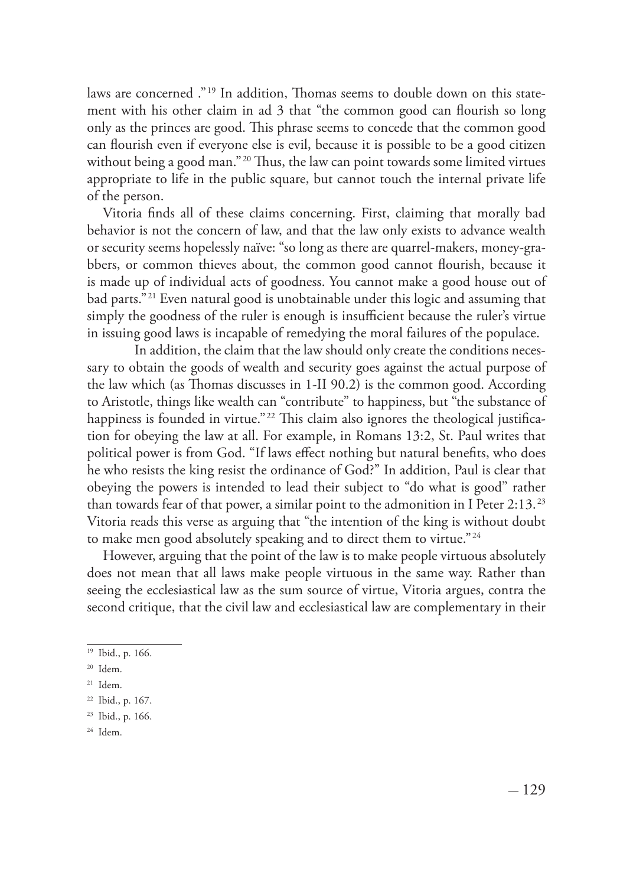laws are concerned ."[19] In addition, Thomas seems to double down on this statement with his other claim in ad 3 that "the common good can flourish so long only as the princes are good. This phrase seems to concede that the common good can flourish even if everyone else is evil, because it is possible to be a good citizen without being a good man."[20] Thus, the law can point towards some limited virtues appropriate to life in the public square, but cannot touch the internal private life of the person.

Vitoria finds all of these claims concerning. First, claiming that morally bad behavior is not the concern of law, and that the law only exists to advance wealth or security seems hopelessly naïve: "so long as there are quarrel-makers, money-grabbers, or common thieves about, the common good cannot flourish, because it is made up of individual acts of goodness. You cannot make a good house out of bad parts."[21] Even natural good is unobtainable under this logic and assuming that simply the goodness of the ruler is enough is insufficient because the ruler's virtue in issuing good laws is incapable of remedying the moral failures of the populace.

In addition, the claim that the law should only create the conditions necessary to obtain the goods of wealth and security goes against the actual purpose of the law which (as Thomas discusses in 1-II 90.2) is the common good. According to Aristotle, things like wealth can "contribute" to happiness, but "the substance of happiness is founded in virtue."[22] This claim also ignores the theological justification for obeying the law at all. For example, in Romans 13:2, St. Paul writes that political power is from God. "If laws effect nothing but natural benefits, who does he who resists the king resist the ordinance of God?" In addition, Paul is clear that obeying the powers is intended to lead their subject to "do what is good" rather than towards fear of that power, a similar point to the admonition in I Peter 2:13.[23] Vitoria reads this verse as arguing that "the intention of the king is without doubt to make men good absolutely speaking and to direct them to virtue."[24]

However, arguing that the point of the law is to make people virtuous absolutely does not mean that all laws make people virtuous in the same way. Rather than seeing the ecclesiastical law as the sum source of virtue, Vitoria argues, contra the second critique, that the civil law and ecclesiastical law are complementary in their

[19] Ibid., p. 166.

[20] Idem.

[21] Idem.

[22] Ibid., p. 167.

[23] Ibid., p. 166.

[24] Idem.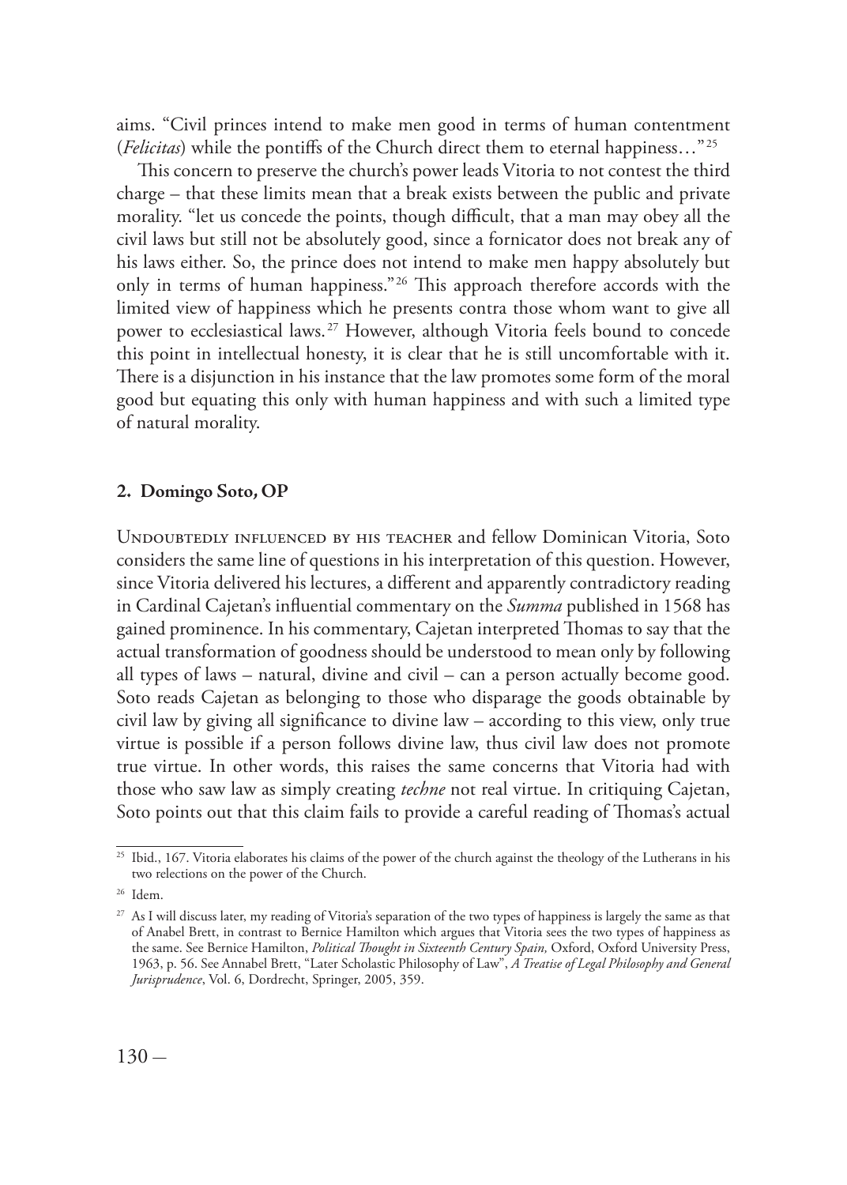aims. "Civil princes intend to make men good in terms of human contentment (*Felicitas*) while the pontiffs of the Church direct them to eternal happiness…"[25]

This concern to preserve the church's power leads Vitoria to not contest the third charge – that these limits mean that a break exists between the public and private morality. "let us concede the points, though difficult, that a man may obey all the civil laws but still not be absolutely good, since a fornicator does not break any of his laws either. So, the prince does not intend to make men happy absolutely but only in terms of human happiness."[26] This approach therefore accords with the limited view of happiness which he presents contra those whom want to give all power to ecclesiastical laws.[27] However, although Vitoria feels bound to concede this point in intellectual honesty, it is clear that he is still uncomfortable with it. There is a disjunction in his instance that the law promotes some form of the moral good but equating this only with human happiness and with such a limited type of natural morality.

## 2. Domingo Soto, OP

Undoubtedly influenced by his teacher and fellow Dominican Vitoria, Soto considers the same line of questions in his interpretation of this question. However, since Vitoria delivered his lectures, a different and apparently contradictory reading in Cardinal Cajetan's influential commentary on the *Summa* published in 1568 has gained prominence. In his commentary, Cajetan interpreted Thomas to say that the actual transformation of goodness should be understood to mean only by following all types of laws – natural, divine and civil – can a person actually become good. Soto reads Cajetan as belonging to those who disparage the goods obtainable by civil law by giving all significance to divine law – according to this view, only true virtue is possible if a person follows divine law, thus civil law does not promote true virtue. In other words, this raises the same concerns that Vitoria had with those who saw law as simply creating *techne* not real virtue. In critiquing Cajetan, Soto points out that this claim fails to provide a careful reading of Thomas's actual

---

[25] Ibid., 167. Vitoria elaborates his claims of the power of the church against the theology of the Lutherans in his two relections on the power of the Church.

[26] Idem.

[27] As I will discuss later, my reading of Vitoria's separation of the two types of happiness is largely the same as that of Anabel Brett, in contrast to Bernice Hamilton which argues that Vitoria sees the two types of happiness as the same. See Bernice Hamilton, *Political Thought in Sixteenth Century Spain,* Oxford, Oxford University Press, 1963, p. 56. See Annabel Brett, "Later Scholastic Philosophy of Law", *A Treatise of Legal Philosophy and General Jurisprudence*, Vol. 6, Dordrecht, Springer, 2005, 359.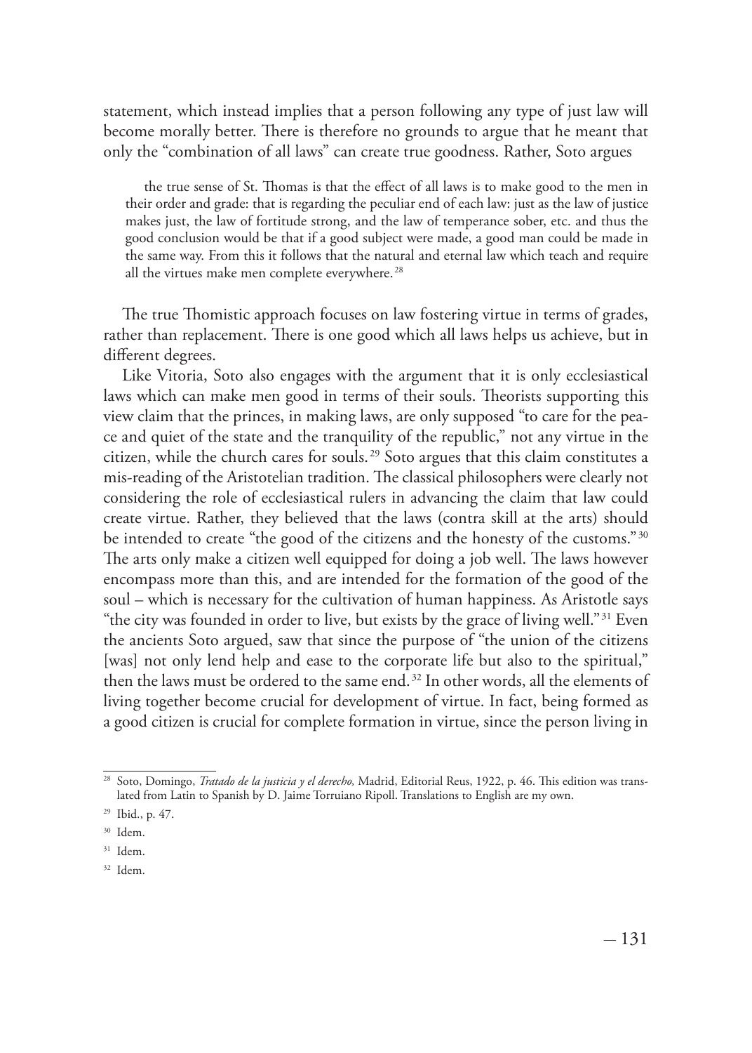statement, which instead implies that a person following any type of just law will become morally better. There is therefore no grounds to argue that he meant that only the "combination of all laws" can create true goodness. Rather, Soto argues

> the true sense of St. Thomas is that the effect of all laws is to make good to the men in their order and grade: that is regarding the peculiar end of each law: just as the law of justice makes just, the law of fortitude strong, and the law of temperance sober, etc. and thus the good conclusion would be that if a good subject were made, a good man could be made in the same way. From this it follows that the natural and eternal law which teach and require all the virtues make men complete everywhere.[28]

The true Thomistic approach focuses on law fostering virtue in terms of grades, rather than replacement. There is one good which all laws helps us achieve, but in different degrees.

Like Vitoria, Soto also engages with the argument that it is only ecclesiastical laws which can make men good in terms of their souls. Theorists supporting this view claim that the princes, in making laws, are only supposed "to care for the peace and quiet of the state and the tranquility of the republic," not any virtue in the citizen, while the church cares for souls.[29] Soto argues that this claim constitutes a mis-reading of the Aristotelian tradition. The classical philosophers were clearly not considering the role of ecclesiastical rulers in advancing the claim that law could create virtue. Rather, they believed that the laws (contra skill at the arts) should be intended to create "the good of the citizens and the honesty of the customs."[30] The arts only make a citizen well equipped for doing a job well. The laws however encompass more than this, and are intended for the formation of the good of the soul – which is necessary for the cultivation of human happiness. As Aristotle says "the city was founded in order to live, but exists by the grace of living well."[31] Even the ancients Soto argued, saw that since the purpose of "the union of the citizens [was] not only lend help and ease to the corporate life but also to the spiritual," then the laws must be ordered to the same end.[32] In other words, all the elements of living together become crucial for development of virtue. In fact, being formed as a good citizen is crucial for complete formation in virtue, since the person living in

---

[28] Soto, Domingo, *Tratado de la justicia y el derecho,* Madrid, Editorial Reus, 1922, p. 46. This edition was translated from Latin to Spanish by D. Jaime Torruiano Ripoll. Translations to English are my own.

[29] Ibid., p. 47.

[30] Idem.

[31] Idem.

[32] Idem.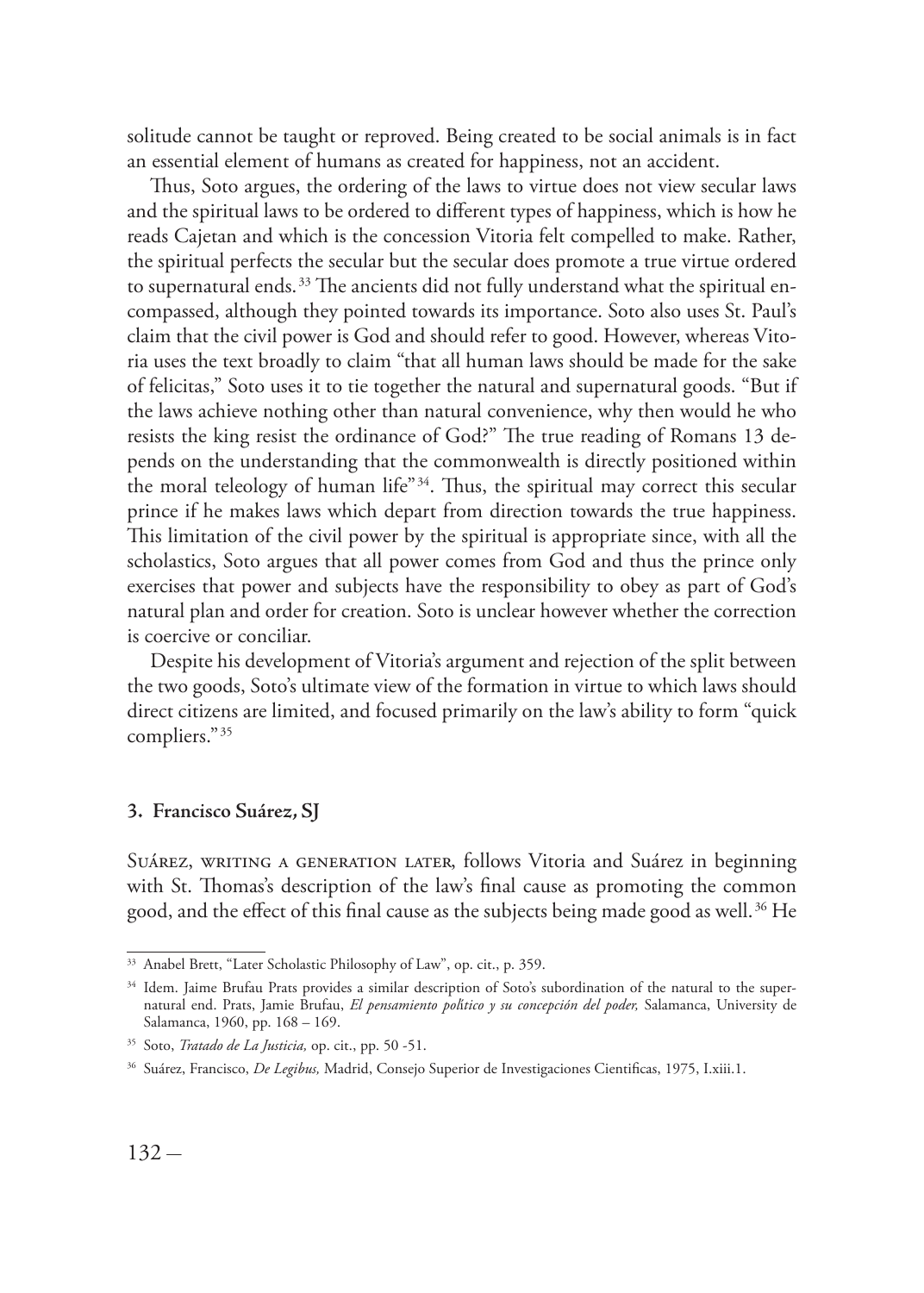solitude cannot be taught or reproved. Being created to be social animals is in fact an essential element of humans as created for happiness, not an accident.

Thus, Soto argues, the ordering of the laws to virtue does not view secular laws and the spiritual laws to be ordered to different types of happiness, which is how he reads Cajetan and which is the concession Vitoria felt compelled to make. Rather, the spiritual perfects the secular but the secular does promote a true virtue ordered to supernatural ends.[33] The ancients did not fully understand what the spiritual encompassed, although they pointed towards its importance. Soto also uses St. Paul's claim that the civil power is God and should refer to good. However, whereas Vitoria uses the text broadly to claim "that all human laws should be made for the sake of felicitas," Soto uses it to tie together the natural and supernatural goods. "But if the laws achieve nothing other than natural convenience, why then would he who resists the king resist the ordinance of God?" The true reading of Romans 13 depends on the understanding that the commonwealth is directly positioned within the moral teleology of human life"[34]. Thus, the spiritual may correct this secular prince if he makes laws which depart from direction towards the true happiness. This limitation of the civil power by the spiritual is appropriate since, with all the scholastics, Soto argues that all power comes from God and thus the prince only exercises that power and subjects have the responsibility to obey as part of God's natural plan and order for creation. Soto is unclear however whether the correction is coercive or conciliar.

Despite his development of Vitoria's argument and rejection of the split between the two goods, Soto's ultimate view of the formation in virtue to which laws should direct citizens are limited, and focused primarily on the law's ability to form "quick compliers."[35]

### 3. Francisco Suárez, SJ

Suárez, writing a generation later, follows Vitoria and Suárez in beginning with St. Thomas's description of the law's final cause as promoting the common good, and the effect of this final cause as the subjects being made good as well.[36] He

---

[33] Anabel Brett, "Later Scholastic Philosophy of Law", op. cit., p. 359.

[34] Idem. Jaime Brufau Prats provides a similar description of Soto's subordination of the natural to the supernatural end. Prats, Jamie Brufau, *El pensamiento político y su concepción del poder,* Salamanca, University de Salamanca, 1960, pp. 168 – 169.

[35] Soto, *Tratado de La Justicia,* op. cit., pp. 50 -51.

[36] Suárez, Francisco, *De Legibus,* Madrid, Consejo Superior de Investigaciones Cientificas, 1975, I.xiii.1.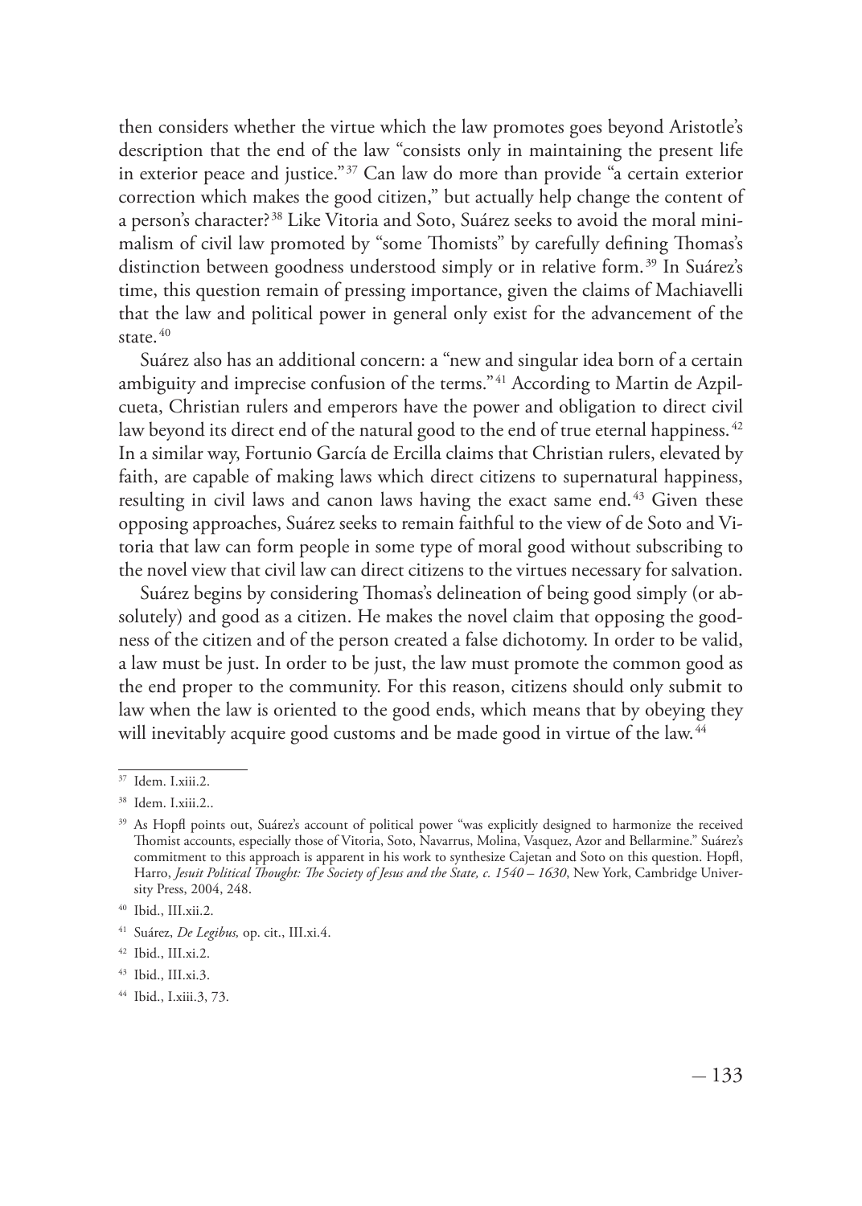then considers whether the virtue which the law promotes goes beyond Aristotle's description that the end of the law "consists only in maintaining the present life in exterior peace and justice."[37] Can law do more than provide "a certain exterior correction which makes the good citizen," but actually help change the content of a person's character?[38] Like Vitoria and Soto, Suárez seeks to avoid the moral minimalism of civil law promoted by "some Thomists" by carefully defining Thomas's distinction between goodness understood simply or in relative form.[39] In Suárez's time, this question remain of pressing importance, given the claims of Machiavelli that the law and political power in general only exist for the advancement of the state.[40]

Suárez also has an additional concern: a "new and singular idea born of a certain ambiguity and imprecise confusion of the terms."[41] According to Martin de Azpilcueta, Christian rulers and emperors have the power and obligation to direct civil law beyond its direct end of the natural good to the end of true eternal happiness.[42] In a similar way, Fortunio García de Ercilla claims that Christian rulers, elevated by faith, are capable of making laws which direct citizens to supernatural happiness, resulting in civil laws and canon laws having the exact same end.[43] Given these opposing approaches, Suárez seeks to remain faithful to the view of de Soto and Vitoria that law can form people in some type of moral good without subscribing to the novel view that civil law can direct citizens to the virtues necessary for salvation.

Suárez begins by considering Thomas's delineation of being good simply (or absolutely) and good as a citizen. He makes the novel claim that opposing the goodness of the citizen and of the person created a false dichotomy. In order to be valid, a law must be just. In order to be just, the law must promote the common good as the end proper to the community. For this reason, citizens should only submit to law when the law is oriented to the good ends, which means that by obeying they will inevitably acquire good customs and be made good in virtue of the law.[44]

---

[37] Idem. I.xiii.2.

[38] Idem. I.xiii.2..

[39] As Hopfl points out, Suárez's account of political power "was explicitly designed to harmonize the received Thomist accounts, especially those of Vitoria, Soto, Navarrus, Molina, Vasquez, Azor and Bellarmine." Suárez's commitment to this approach is apparent in his work to synthesize Cajetan and Soto on this question. Hopfl, Harro, *Jesuit Political Thought: The Society of Jesus and the State, c. 1540 – 1630*, New York, Cambridge University Press, 2004, 248.

[40] Ibid., III.xii.2.

[41] Suárez, *De Legibus,* op. cit., III.xi.4.

[42] Ibid., III.xi.2.

[43] Ibid., III.xi.3.

[44] Ibid., I.xiii.3, 73.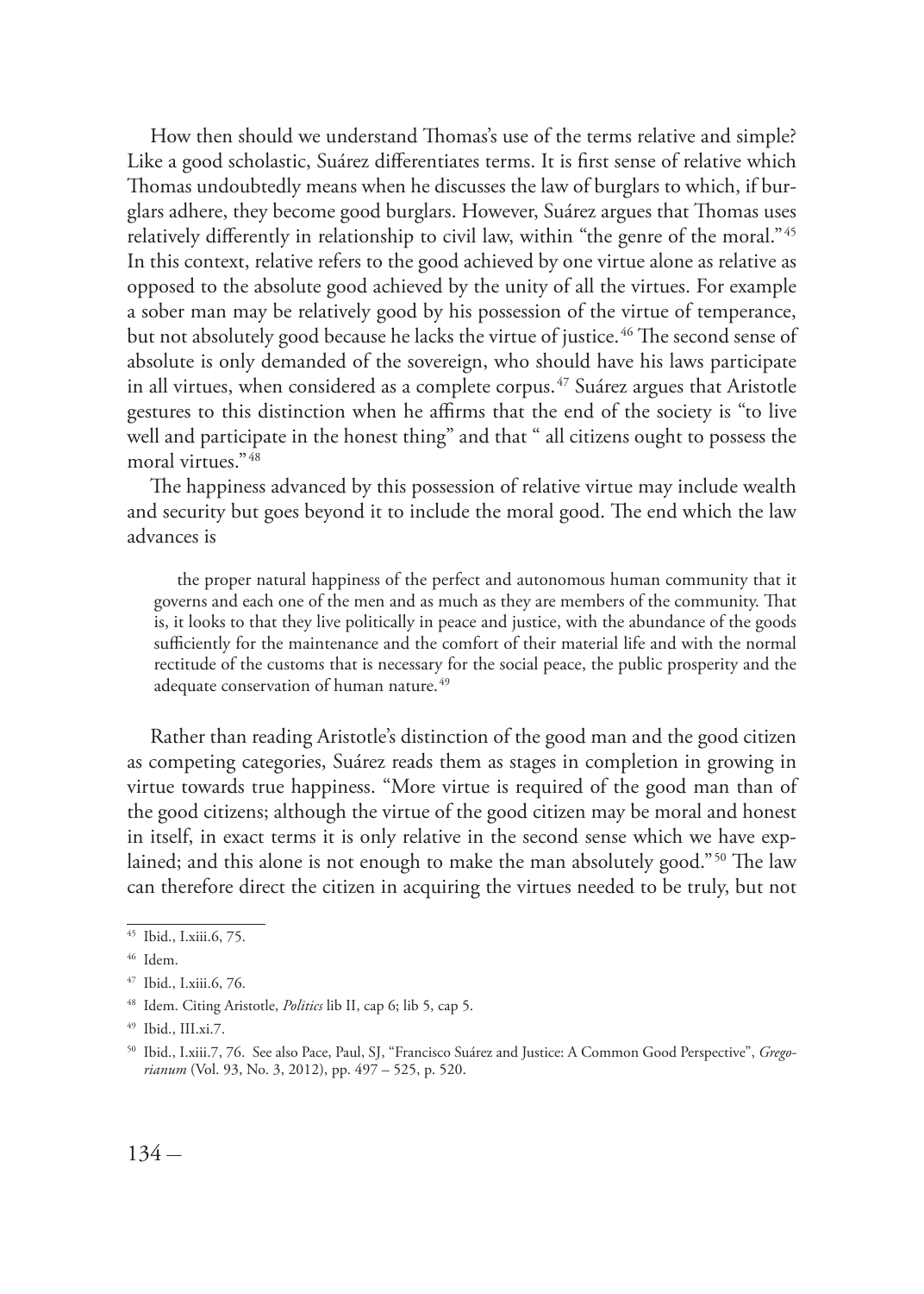How then should we understand Thomas's use of the terms relative and simple? Like a good scholastic, Suárez differentiates terms. It is first sense of relative which Thomas undoubtedly means when he discusses the law of burglars to which, if burglars adhere, they become good burglars. However, Suárez argues that Thomas uses relatively differently in relationship to civil law, within "the genre of the moral."[45] In this context, relative refers to the good achieved by one virtue alone as relative as opposed to the absolute good achieved by the unity of all the virtues. For example a sober man may be relatively good by his possession of the virtue of temperance, but not absolutely good because he lacks the virtue of justice.[46] The second sense of absolute is only demanded of the sovereign, who should have his laws participate in all virtues, when considered as a complete corpus.[47] Suárez argues that Aristotle gestures to this distinction when he affirms that the end of the society is "to live well and participate in the honest thing" and that " all citizens ought to possess the moral virtues."[48]

The happiness advanced by this possession of relative virtue may include wealth and security but goes beyond it to include the moral good. The end which the law advances is

> the proper natural happiness of the perfect and autonomous human community that it governs and each one of the men and as much as they are members of the community. That is, it looks to that they live politically in peace and justice, with the abundance of the goods sufficiently for the maintenance and the comfort of their material life and with the normal rectitude of the customs that is necessary for the social peace, the public prosperity and the adequate conservation of human nature.[49]

Rather than reading Aristotle's distinction of the good man and the good citizen as competing categories, Suárez reads them as stages in completion in growing in virtue towards true happiness. "More virtue is required of the good man than of the good citizens; although the virtue of the good citizen may be moral and honest in itself, in exact terms it is only relative in the second sense which we have explained; and this alone is not enough to make the man absolutely good."[50] The law can therefore direct the citizen in acquiring the virtues needed to be truly, but not

---

[45] Ibid., I.xiii.6, 75.

[46] Idem.

[47] Ibid., I.xiii.6, 76.

[48] Idem. Citing Aristotle, *Politics* lib II, cap 6; lib 5, cap 5.

[49] Ibid., III.xi.7.

[50] Ibid., I.xiii.7, 76. See also Pace, Paul, SJ, "Francisco Suárez and Justice: A Common Good Perspective", *Gregorianum* (Vol. 93, No. 3, 2012), pp. 497 – 525, p. 520.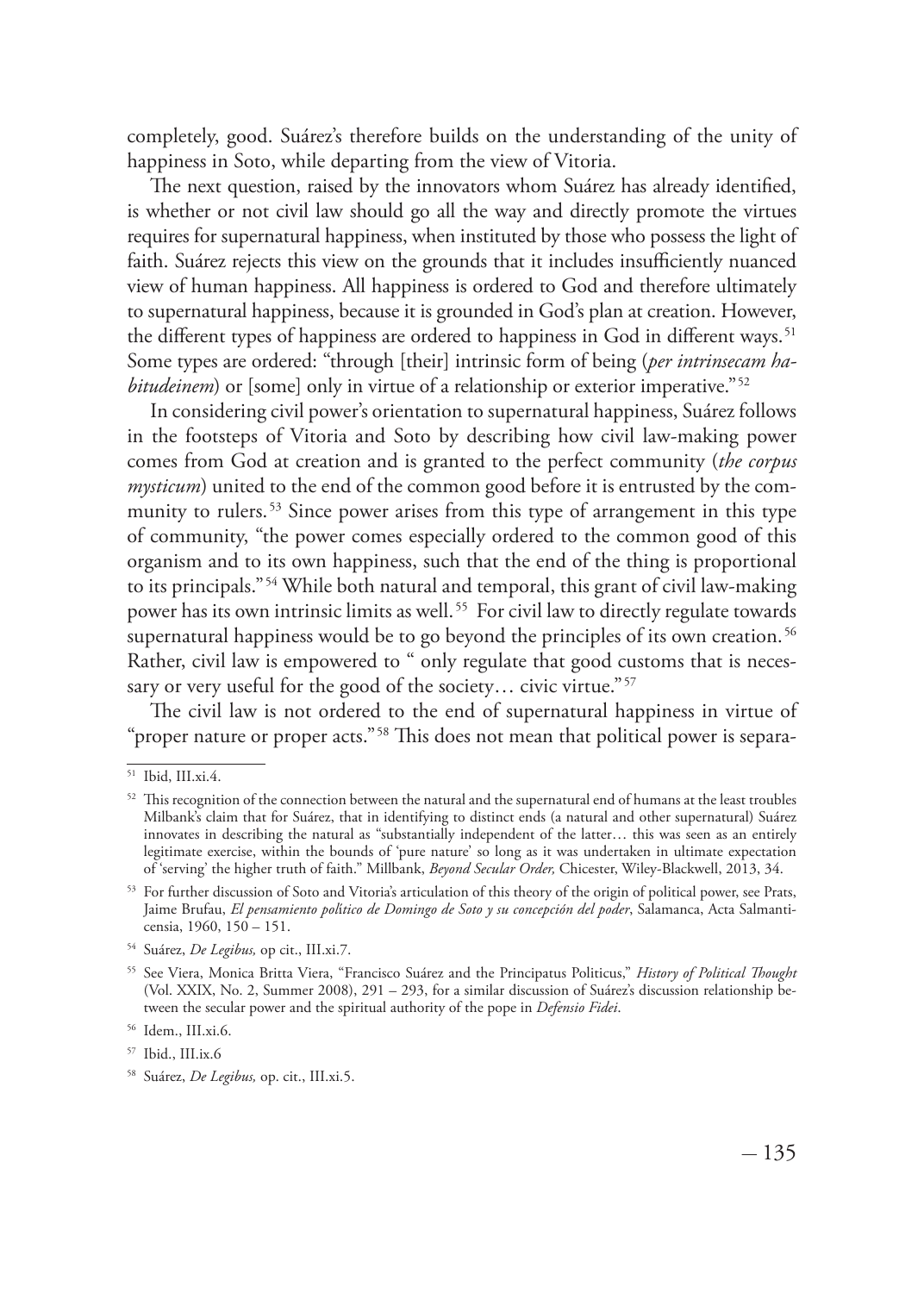completely, good. Suárez's therefore builds on the understanding of the unity of happiness in Soto, while departing from the view of Vitoria.

The next question, raised by the innovators whom Suárez has already identified, is whether or not civil law should go all the way and directly promote the virtues requires for supernatural happiness, when instituted by those who possess the light of faith. Suárez rejects this view on the grounds that it includes insufficiently nuanced view of human happiness. All happiness is ordered to God and therefore ultimately to supernatural happiness, because it is grounded in God's plan at creation. However, the different types of happiness are ordered to happiness in God in different ways.[51] Some types are ordered: "through [their] intrinsic form of being (*per intrinsecam habitudeinem*) or [some] only in virtue of a relationship or exterior imperative."[52]

In considering civil power's orientation to supernatural happiness, Suárez follows in the footsteps of Vitoria and Soto by describing how civil law-making power comes from God at creation and is granted to the perfect community (*the corpus mysticum*) united to the end of the common good before it is entrusted by the community to rulers.[53] Since power arises from this type of arrangement in this type of community, "the power comes especially ordered to the common good of this organism and to its own happiness, such that the end of the thing is proportional to its principals."[54] While both natural and temporal, this grant of civil law-making power has its own intrinsic limits as well.[55] For civil law to directly regulate towards supernatural happiness would be to go beyond the principles of its own creation.[56] Rather, civil law is empowered to " only regulate that good customs that is necessary or very useful for the good of the society… civic virtue."[57]

The civil law is not ordered to the end of supernatural happiness in virtue of "proper nature or proper acts."[58] This does not mean that political power is separa-

---

[51] Ibid, III.xi.4.

[52] This recognition of the connection between the natural and the supernatural end of humans at the least troubles Milbank's claim that for Suárez, that in identifying to distinct ends (a natural and other supernatural) Suárez innovates in describing the natural as "substantially independent of the latter… this was seen as an entirely legitimate exercise, within the bounds of 'pure nature' so long as it was undertaken in ultimate expectation of 'serving' the higher truth of faith." Millbank, *Beyond Secular Order,* Chicester, Wiley-Blackwell, 2013, 34.

[53] For further discussion of Soto and Vitoria's articulation of this theory of the origin of political power, see Prats, Jaime Brufau, *El pensamiento político de Domingo de Soto y su concepción del poder*, Salamanca, Acta Salmanticensia, 1960, 150 – 151.

[54] Suárez, *De Legibus,* op cit., III.xi.7.

[55] See Viera, Monica Britta Viera, "Francisco Suárez and the Principatus Politicus," *History of Political Thought* (Vol. XXIX, No. 2, Summer 2008), 291 – 293, for a similar discussion of Suárez's discussion relationship between the secular power and the spiritual authority of the pope in *Defensio Fidei*.

[56] Idem., III.xi.6.

[57] Ibid., III.ix.6

[58] Suárez, *De Legibus,* op. cit., III.xi.5.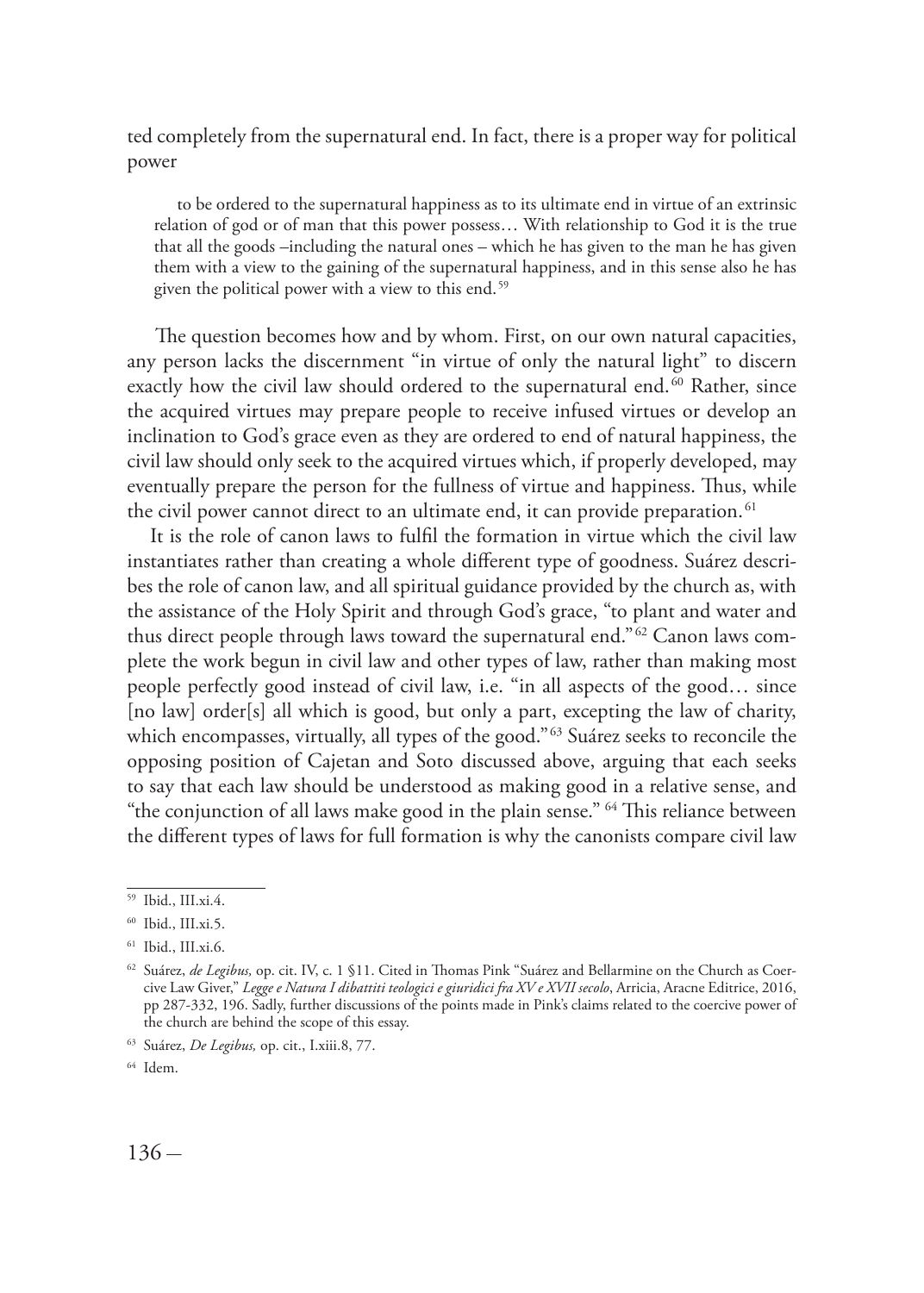ted completely from the supernatural end. In fact, there is a proper way for political power

> to be ordered to the supernatural happiness as to its ultimate end in virtue of an extrinsic relation of god or of man that this power possess… With relationship to God it is the true that all the goods –including the natural ones – which he has given to the man he has given them with a view to the gaining of the supernatural happiness, and in this sense also he has given the political power with a view to this end.[59]

The question becomes how and by whom. First, on our own natural capacities, any person lacks the discernment "in virtue of only the natural light" to discern exactly how the civil law should ordered to the supernatural end.[60] Rather, since the acquired virtues may prepare people to receive infused virtues or develop an inclination to God's grace even as they are ordered to end of natural happiness, the civil law should only seek to the acquired virtues which, if properly developed, may eventually prepare the person for the fullness of virtue and happiness. Thus, while the civil power cannot direct to an ultimate end, it can provide preparation.[61]

It is the role of canon laws to fulfil the formation in virtue which the civil law instantiates rather than creating a whole different type of goodness. Suárez describes the role of canon law, and all spiritual guidance provided by the church as, with the assistance of the Holy Spirit and through God's grace, "to plant and water and thus direct people through laws toward the supernatural end."[62] Canon laws complete the work begun in civil law and other types of law, rather than making most people perfectly good instead of civil law, i.e. "in all aspects of the good… since [no law] order[s] all which is good, but only a part, excepting the law of charity, which encompasses, virtually, all types of the good."[63] Suárez seeks to reconcile the opposing position of Cajetan and Soto discussed above, arguing that each seeks to say that each law should be understood as making good in a relative sense, and "the conjunction of all laws make good in the plain sense."[64] This reliance between the different types of laws for full formation is why the canonists compare civil law

---

[59] Ibid., III.xi.4.

[60] Ibid., III.xi.5.

[61] Ibid., III.xi.6.

[62] Suárez, *de Legibus,* op. cit. IV, c. 1 §11. Cited in Thomas Pink "Suárez and Bellarmine on the Church as Coercive Law Giver," *Legge e Natura I dibattiti teologici e giuridici fra XV e XVII secolo*, Arricia, Aracne Editrice, 2016, pp 287-332, 196. Sadly, further discussions of the points made in Pink's claims related to the coercive power of the church are behind the scope of this essay.

[63] Suárez, *De Legibus,* op. cit., I.xiii.8, 77.

[64] Idem.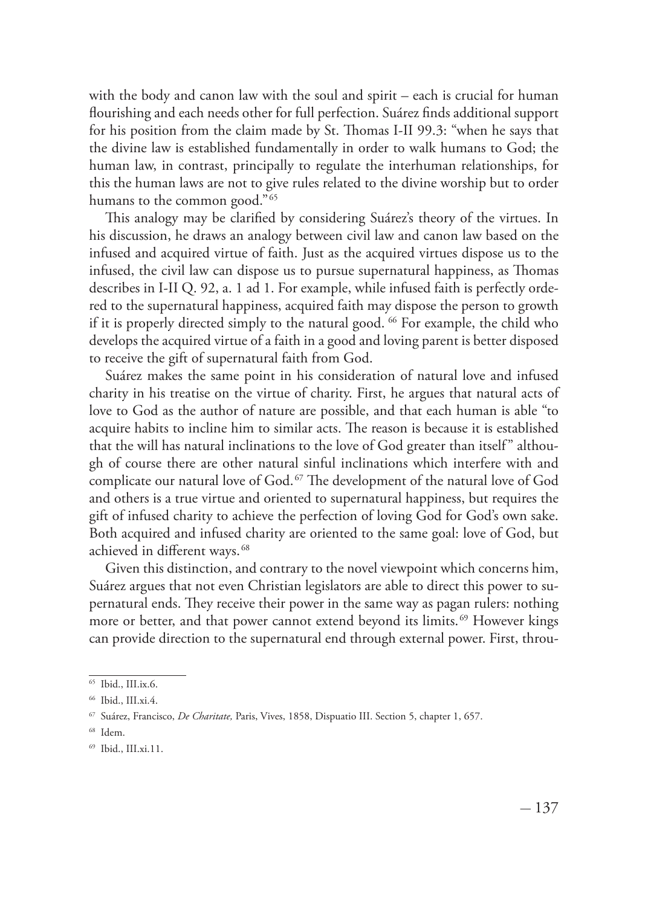with the body and canon law with the soul and spirit – each is crucial for human flourishing and each needs other for full perfection. Suárez finds additional support for his position from the claim made by St. Thomas I-II 99.3: "when he says that the divine law is established fundamentally in order to walk humans to God; the human law, in contrast, principally to regulate the interhuman relationships, for this the human laws are not to give rules related to the divine worship but to order humans to the common good."[65]

This analogy may be clarified by considering Suárez's theory of the virtues. In his discussion, he draws an analogy between civil law and canon law based on the infused and acquired virtue of faith. Just as the acquired virtues dispose us to the infused, the civil law can dispose us to pursue supernatural happiness, as Thomas describes in I-II Q. 92, a. 1 ad 1. For example, while infused faith is perfectly ordered to the supernatural happiness, acquired faith may dispose the person to growth if it is properly directed simply to the natural good.[66] For example, the child who develops the acquired virtue of a faith in a good and loving parent is better disposed to receive the gift of supernatural faith from God.

Suárez makes the same point in his consideration of natural love and infused charity in his treatise on the virtue of charity. First, he argues that natural acts of love to God as the author of nature are possible, and that each human is able "to acquire habits to incline him to similar acts. The reason is because it is established that the will has natural inclinations to the love of God greater than itself" although of course there are other natural sinful inclinations which interfere with and complicate our natural love of God.[67] The development of the natural love of God and others is a true virtue and oriented to supernatural happiness, but requires the gift of infused charity to achieve the perfection of loving God for God's own sake. Both acquired and infused charity are oriented to the same goal: love of God, but achieved in different ways.[68]

Given this distinction, and contrary to the novel viewpoint which concerns him, Suárez argues that not even Christian legislators are able to direct this power to supernatural ends. They receive their power in the same way as pagan rulers: nothing more or better, and that power cannot extend beyond its limits.[69] However kings can provide direction to the supernatural end through external power. First, throu-

---

[65] Ibid., III.ix.6.

[66] Ibid., III.xi.4.

[67] Suárez, Francisco, *De Charitate,* Paris, Vives, 1858, Dispuatio III. Section 5, chapter 1, 657.

[68] Idem.

[69] Ibid., III.xi.11.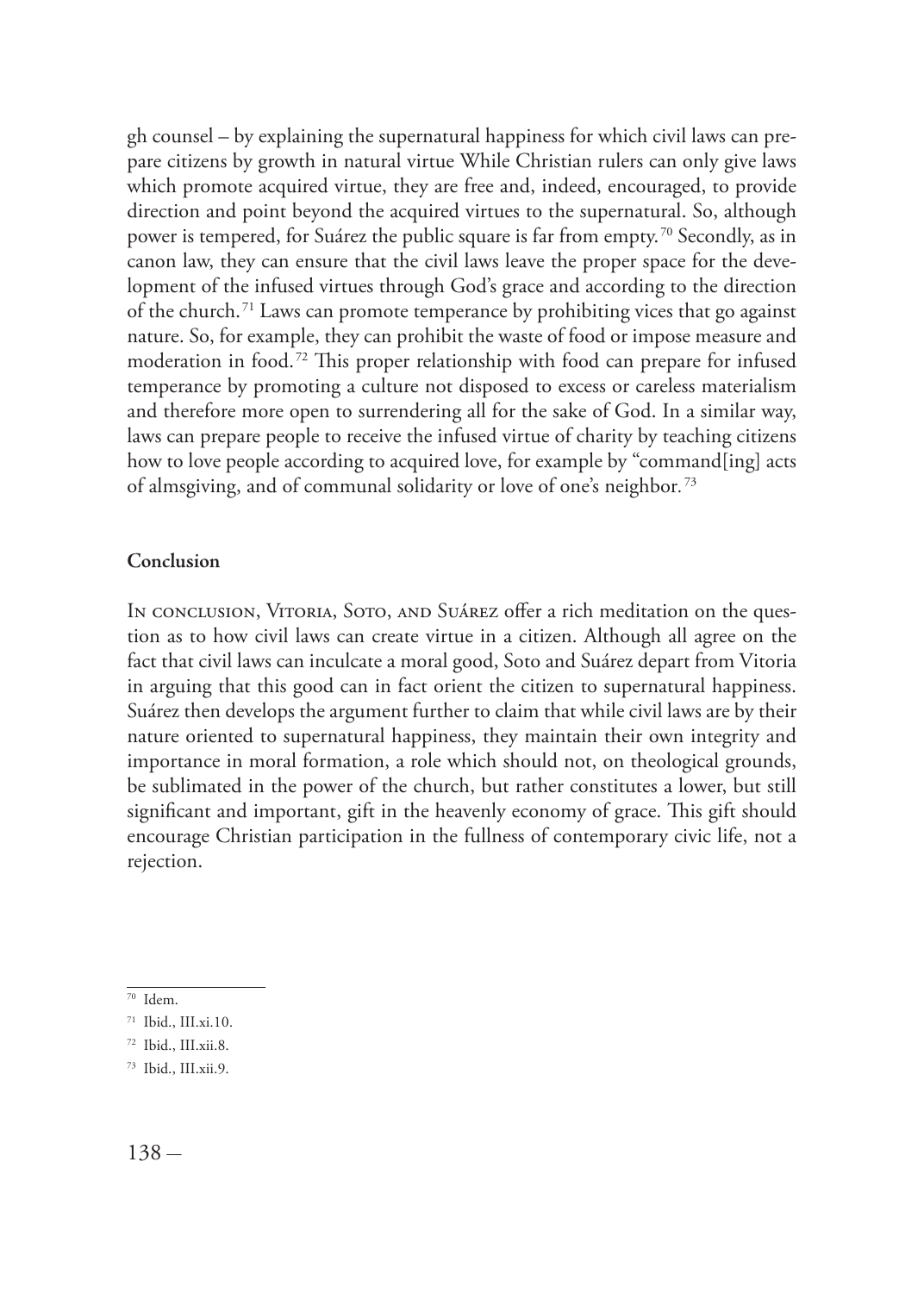gh counsel – by explaining the supernatural happiness for which civil laws can prepare citizens by growth in natural virtue While Christian rulers can only give laws which promote acquired virtue, they are free and, indeed, encouraged, to provide direction and point beyond the acquired virtues to the supernatural. So, although power is tempered, for Suárez the public square is far from empty.[70] Secondly, as in canon law, they can ensure that the civil laws leave the proper space for the development of the infused virtues through God's grace and according to the direction of the church.[71] Laws can promote temperance by prohibiting vices that go against nature. So, for example, they can prohibit the waste of food or impose measure and moderation in food.[72] This proper relationship with food can prepare for infused temperance by promoting a culture not disposed to excess or careless materialism and therefore more open to surrendering all for the sake of God. In a similar way, laws can prepare people to receive the infused virtue of charity by teaching citizens how to love people according to acquired love, for example by "command[ing] acts of almsgiving, and of communal solidarity or love of one's neighbor.[73]

## Conclusion

In conclusion, Vitoria, Soto, and Suárez offer a rich meditation on the question as to how civil laws can create virtue in a citizen. Although all agree on the fact that civil laws can inculcate a moral good, Soto and Suárez depart from Vitoria in arguing that this good can in fact orient the citizen to supernatural happiness. Suárez then develops the argument further to claim that while civil laws are by their nature oriented to supernatural happiness, they maintain their own integrity and importance in moral formation, a role which should not, on theological grounds, be sublimated in the power of the church, but rather constitutes a lower, but still significant and important, gift in the heavenly economy of grace. This gift should encourage Christian participation in the fullness of contemporary civic life, not a rejection.

[70] Idem.

[71] Ibid., III.xi.10.

[72] Ibid., III.xii.8.

[73] Ibid., III.xii.9.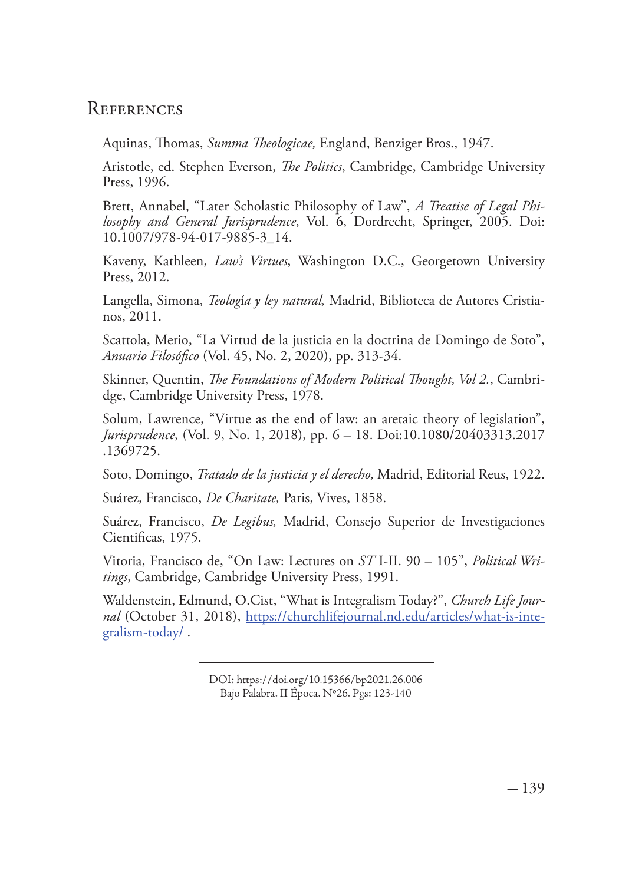## References

Aquinas, Thomas, *Summa Theologicae,* England, Benziger Bros., 1947.

Aristotle, ed. Stephen Everson, *The Politics*, Cambridge, Cambridge University Press, 1996.

Brett, Annabel, "Later Scholastic Philosophy of Law", *A Treatise of Legal Philosophy and General Jurisprudence*, Vol. 6, Dordrecht, Springer, 2005. Doi: 10.1007/978-94-017-9885-3_14.

Kaveny, Kathleen, *Law's Virtues*, Washington D.C., Georgetown University Press, 2012.

Langella, Simona, *Teología y ley natural,* Madrid, Biblioteca de Autores Cristianos, 2011.

Scattola, Merio, "La Virtud de la justicia en la doctrina de Domingo de Soto", *Anuario Filosófico* (Vol. 45, No. 2, 2020), pp. 313-34.

Skinner, Quentin, *The Foundations of Modern Political Thought, Vol 2.*, Cambridge, Cambridge University Press, 1978.

Solum, Lawrence, "Virtue as the end of law: an aretaic theory of legislation", *Jurisprudence,* (Vol. 9, No. 1, 2018), pp. 6 – 18. Doi:10.1080/20403313.2017.1369725.

Soto, Domingo, *Tratado de la justicia y el derecho,* Madrid, Editorial Reus, 1922.

Suárez, Francisco, *De Charitate,* Paris, Vives, 1858.

Suárez, Francisco, *De Legibus,* Madrid, Consejo Superior de Investigaciones Cientificas, 1975.

Vitoria, Francisco de, "On Law: Lectures on *ST* I-II. 90 – 105", *Political Writings*, Cambridge, Cambridge University Press, 1991.

Waldenstein, Edmund, O.Cist, "What is Integralism Today?", *Church Life Journal* (October 31, 2018), [https://churchlifejournal.nd.edu/articles/what-is-integralism-today/](https://churchlifejournal.nd.edu/articles/what-is-integralism-today/) .